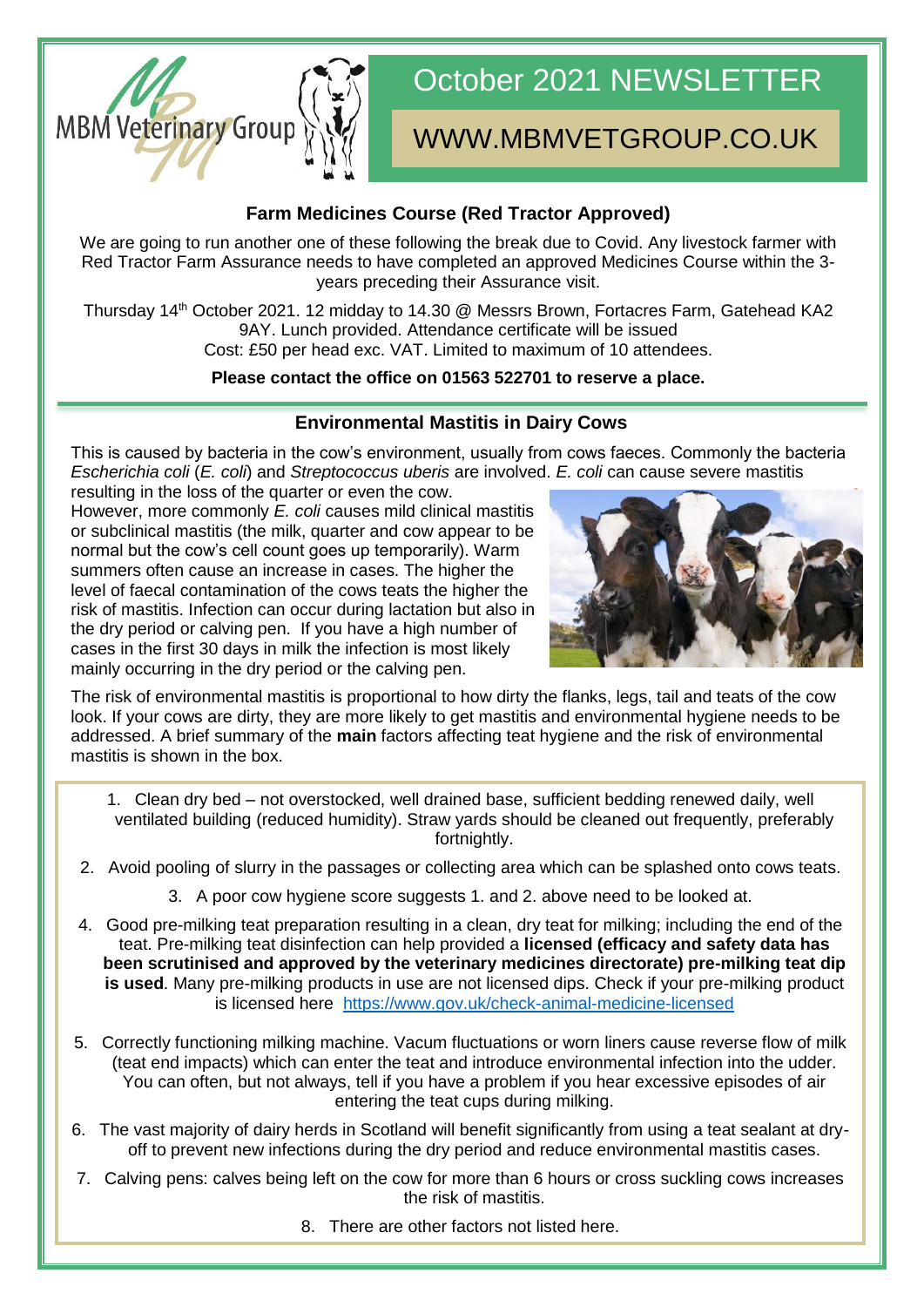MBM Veterinary Group

# October 2021 NEWSLETTER

WWW.MBMVETGROUP.CO.UK

## Farm Medicines Course (Red Tractor Approved)

We are going to run another one of these following the break due to Covid. Any livestock farmer with Red Tractor Farm Assurance needs to have completed an approved Medicines Course within the 3-years preceding their Assurance visit.

Thursday 14th October 2021. 12 midday to 14.30 @ Messrs Brown, Fortacres Farm, Gatehead KA2 9AY. Lunch provided. Attendance certificate will be issued
Cost: £50 per head exc. VAT. Limited to maximum of 10 attendees.

**Please contact the office on 01563 522701 to reserve a place.**

## Environmental Mastitis in Dairy Cows

This is caused by bacteria in the cow's environment, usually from cows faeces. Commonly the bacteria *Escherichia coli* (*E. coli*) and *Streptococcus uberis* are involved. *E. coli* can cause severe mastitis resulting in the loss of the quarter or even the cow.
However, more commonly *E. coli* causes mild clinical mastitis or subclinical mastitis (the milk, quarter and cow appear to be normal but the cow's cell count goes up temporarily). Warm summers often cause an increase in cases. The higher the level of faecal contamination of the cows teats the higher the risk of mastitis. Infection can occur during lactation but also in the dry period or calving pen. If you have a high number of cases in the first 30 days in milk the infection is most likely mainly occurring in the dry period or the calving pen.

The risk of environmental mastitis is proportional to how dirty the flanks, legs, tail and teats of the cow look. If your cows are dirty, they are more likely to get mastitis and environmental hygiene needs to be addressed. A brief summary of the **main** factors affecting teat hygiene and the risk of environmental mastitis is shown in the box.

1. Clean dry bed – not overstocked, well drained base, sufficient bedding renewed daily, well ventilated building (reduced humidity). Straw yards should be cleaned out frequently, preferably fortnightly.
2. Avoid pooling of slurry in the passages or collecting area which can be splashed onto cows teats.
3. A poor cow hygiene score suggests 1. and 2. above need to be looked at.
4. Good pre-milking teat preparation resulting in a clean, dry teat for milking; including the end of the teat. Pre-milking teat disinfection can help provided a **licensed (efficacy and safety data has been scrutinised and approved by the veterinary medicines directorate) pre-milking teat dip is used**. Many pre-milking products in use are not licensed dips. Check if your pre-milking product is licensed here https://www.gov.uk/check-animal-medicine-licensed
5. Correctly functioning milking machine. Vacum fluctuations or worn liners cause reverse flow of milk (teat end impacts) which can enter the teat and introduce environmental infection into the udder. You can often, but not always, tell if you have a problem if you hear excessive episodes of air entering the teat cups during milking.
6. The vast majority of dairy herds in Scotland will benefit significantly from using a teat sealant at dry-off to prevent new infections during the dry period and reduce environmental mastitis cases.
7. Calving pens: calves being left on the cow for more than 6 hours or cross suckling cows increases the risk of mastitis.
8. There are other factors not listed here.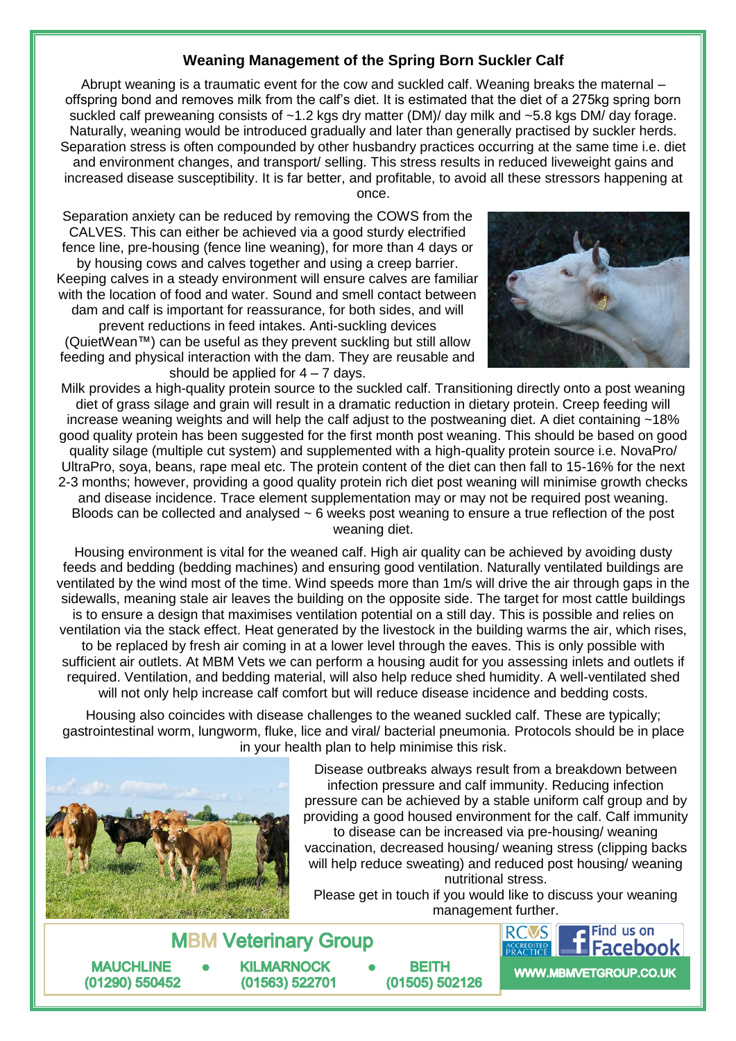## Weaning Management of the Spring Born Suckler Calf

Abrupt weaning is a traumatic event for the cow and suckled calf. Weaning breaks the maternal – offspring bond and removes milk from the calf's diet. It is estimated that the diet of a 275kg spring born suckled calf preweaning consists of ~1.2 kgs dry matter (DM)/ day milk and ~5.8 kgs DM/ day forage. Naturally, weaning would be introduced gradually and later than generally practised by suckler herds. Separation stress is often compounded by other husbandry practices occurring at the same time i.e. diet and environment changes, and transport/ selling. This stress results in reduced liveweight gains and increased disease susceptibility. It is far better, and profitable, to avoid all these stressors happening at once.

Separation anxiety can be reduced by removing the COWS from the CALVES. This can either be achieved via a good sturdy electrified fence line, pre-housing (fence line weaning), for more than 4 days or by housing cows and calves together and using a creep barrier. Keeping calves in a steady environment will ensure calves are familiar with the location of food and water. Sound and smell contact between dam and calf is important for reassurance, for both sides, and will prevent reductions in feed intakes. Anti-suckling devices (QuietWean™) can be useful as they prevent suckling but still allow feeding and physical interaction with the dam. They are reusable and should be applied for 4 – 7 days.

Milk provides a high-quality protein source to the suckled calf. Transitioning directly onto a post weaning diet of grass silage and grain will result in a dramatic reduction in dietary protein. Creep feeding will increase weaning weights and will help the calf adjust to the postweaning diet. A diet containing ~18% good quality protein has been suggested for the first month post weaning. This should be based on good quality silage (multiple cut system) and supplemented with a high-quality protein source i.e. NovaPro/ UltraPro, soya, beans, rape meal etc. The protein content of the diet can then fall to 15-16% for the next 2-3 months; however, providing a good quality protein rich diet post weaning will minimise growth checks and disease incidence. Trace element supplementation may or may not be required post weaning. Bloods can be collected and analysed ~ 6 weeks post weaning to ensure a true reflection of the post weaning diet.

Housing environment is vital for the weaned calf. High air quality can be achieved by avoiding dusty feeds and bedding (bedding machines) and ensuring good ventilation. Naturally ventilated buildings are ventilated by the wind most of the time. Wind speeds more than 1m/s will drive the air through gaps in the sidewalls, meaning stale air leaves the building on the opposite side. The target for most cattle buildings is to ensure a design that maximises ventilation potential on a still day. This is possible and relies on ventilation via the stack effect. Heat generated by the livestock in the building warms the air, which rises, to be replaced by fresh air coming in at a lower level through the eaves. This is only possible with sufficient air outlets. At MBM Vets we can perform a housing audit for you assessing inlets and outlets if required. Ventilation, and bedding material, will also help reduce shed humidity. A well-ventilated shed will not only help increase calf comfort but will reduce disease incidence and bedding costs.

Housing also coincides with disease challenges to the weaned suckled calf. These are typically; gastrointestinal worm, lungworm, fluke, lice and viral/ bacterial pneumonia. Protocols should be in place in your health plan to help minimise this risk.

Disease outbreaks always result from a breakdown between infection pressure and calf immunity. Reducing infection pressure can be achieved by a stable uniform calf group and by providing a good housed environment for the calf. Calf immunity to disease can be increased via pre-housing/ weaning vaccination, decreased housing/ weaning stress (clipping backs will help reduce sweating) and reduced post housing/ weaning nutritional stress.

Please get in touch if you would like to discuss your weaning management further.

**MBM Veterinary Group**

**MAUCHLINE (01290) 550452** • **KILMARNOCK (01563) 522701** • **BEITH (01505) 502126**

RCVS ACCREDITED PRACTICE — Find us on Facebook

**WWW.MBMVETGROUP.CO.UK**